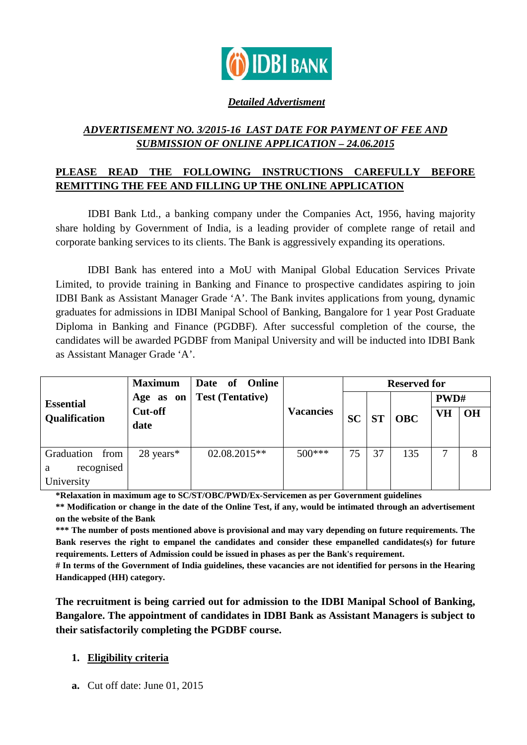IDBI BANK

***Detailed Advertisment***

***ADVERTISEMENT NO. 3/2015-16 LAST DATE FOR PAYMENT OF FEE AND SUBMISSION OF ONLINE APPLICATION – 24.06.2015***

**PLEASE READ THE FOLLOWING INSTRUCTIONS CAREFULLY BEFORE REMITTING THE FEE AND FILLING UP THE ONLINE APPLICATION**

IDBI Bank Ltd., a banking company under the Companies Act, 1956, having majority share holding by Government of India, is a leading provider of complete range of retail and corporate banking services to its clients. The Bank is aggressively expanding its operations.

IDBI Bank has entered into a MoU with Manipal Global Education Services Private Limited, to provide training in Banking and Finance to prospective candidates aspiring to join IDBI Bank as Assistant Manager Grade 'A'. The Bank invites applications from young, dynamic graduates for admissions in IDBI Manipal School of Banking, Bangalore for 1 year Post Graduate Diploma in Banking and Finance (PGDBF). After successful completion of the course, the candidates will be awarded PGDBF from Manipal University and will be inducted into IDBI Bank as Assistant Manager Grade 'A'.

| Essential Qualification | Maximum Age as on Cut-off date | Date of Online Test (Tentative) | Vacancies | Reserved for | | | | |
|---|---|---|---|---|---|---|---|---|
| | | | | SC | ST | OBC | PWD# | |
| | | | | | | | VH | OH |
| Graduation from a recognised University | 28 years* | 02.08.2015** | 500*** | 75 | 37 | 135 | 7 | 8 |

**\*Relaxation in maximum age to SC/ST/OBC/PWD/Ex-Servicemen as per Government guidelines**

**\*\* Modification or change in the date of the Online Test, if any, would be intimated through an advertisement on the website of the Bank**

**\*\*\* The number of posts mentioned above is provisional and may vary depending on future requirements. The Bank reserves the right to empanel the candidates and consider these empanelled candidates(s) for future requirements. Letters of Admission could be issued in phases as per the Bank's requirement.**

**# In terms of the Government of India guidelines, these vacancies are not identified for persons in the Hearing Handicapped (HH) category.**

**The recruitment is being carried out for admission to the IDBI Manipal School of Banking, Bangalore. The appointment of candidates in IDBI Bank as Assistant Managers is subject to their satisfactorily completing the PGDBF course.**

1. **Eligibility criteria**

**a.** Cut off date: June 01, 2015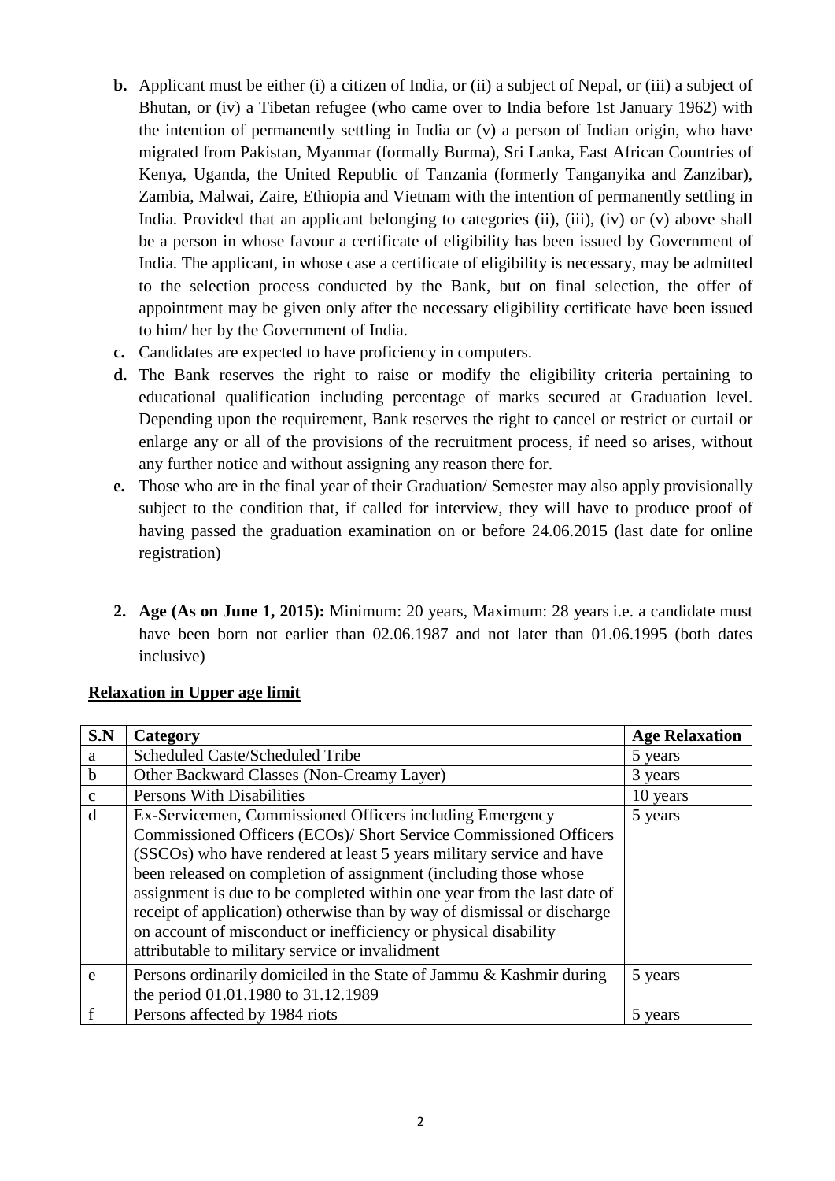**b.** Applicant must be either (i) a citizen of India, or (ii) a subject of Nepal, or (iii) a subject of Bhutan, or (iv) a Tibetan refugee (who came over to India before 1st January 1962) with the intention of permanently settling in India or (v) a person of Indian origin, who have migrated from Pakistan, Myanmar (formally Burma), Sri Lanka, East African Countries of Kenya, Uganda, the United Republic of Tanzania (formerly Tanganyika and Zanzibar), Zambia, Malwai, Zaire, Ethiopia and Vietnam with the intention of permanently settling in India. Provided that an applicant belonging to categories (ii), (iii), (iv) or (v) above shall be a person in whose favour a certificate of eligibility has been issued by Government of India. The applicant, in whose case a certificate of eligibility is necessary, may be admitted to the selection process conducted by the Bank, but on final selection, the offer of appointment may be given only after the necessary eligibility certificate have been issued to him/ her by the Government of India.

**c.** Candidates are expected to have proficiency in computers.

**d.** The Bank reserves the right to raise or modify the eligibility criteria pertaining to educational qualification including percentage of marks secured at Graduation level. Depending upon the requirement, Bank reserves the right to cancel or restrict or curtail or enlarge any or all of the provisions of the recruitment process, if need so arises, without any further notice and without assigning any reason there for.

**e.** Those who are in the final year of their Graduation/ Semester may also apply provisionally subject to the condition that, if called for interview, they will have to produce proof of having passed the graduation examination on or before 24.06.2015 (last date for online registration)

**2. Age (As on June 1, 2015):** Minimum: 20 years, Maximum: 28 years i.e. a candidate must have been born not earlier than 02.06.1987 and not later than 01.06.1995 (both dates inclusive)

**Relaxation in Upper age limit**

| S.N | Category | Age Relaxation |
|---|---|---|
| a | Scheduled Caste/Scheduled Tribe | 5 years |
| b | Other Backward Classes (Non-Creamy Layer) | 3 years |
| c | Persons With Disabilities | 10 years |
| d | Ex-Servicemen, Commissioned Officers including Emergency Commissioned Officers (ECOs)/ Short Service Commissioned Officers (SSCOs) who have rendered at least 5 years military service and have been released on completion of assignment (including those whose assignment is due to be completed within one year from the last date of receipt of application) otherwise than by way of dismissal or discharge on account of misconduct or inefficiency or physical disability attributable to military service or invalidment | 5 years |
| e | Persons ordinarily domiciled in the State of Jammu & Kashmir during the period 01.01.1980 to 31.12.1989 | 5 years |
| f | Persons affected by 1984 riots | 5 years |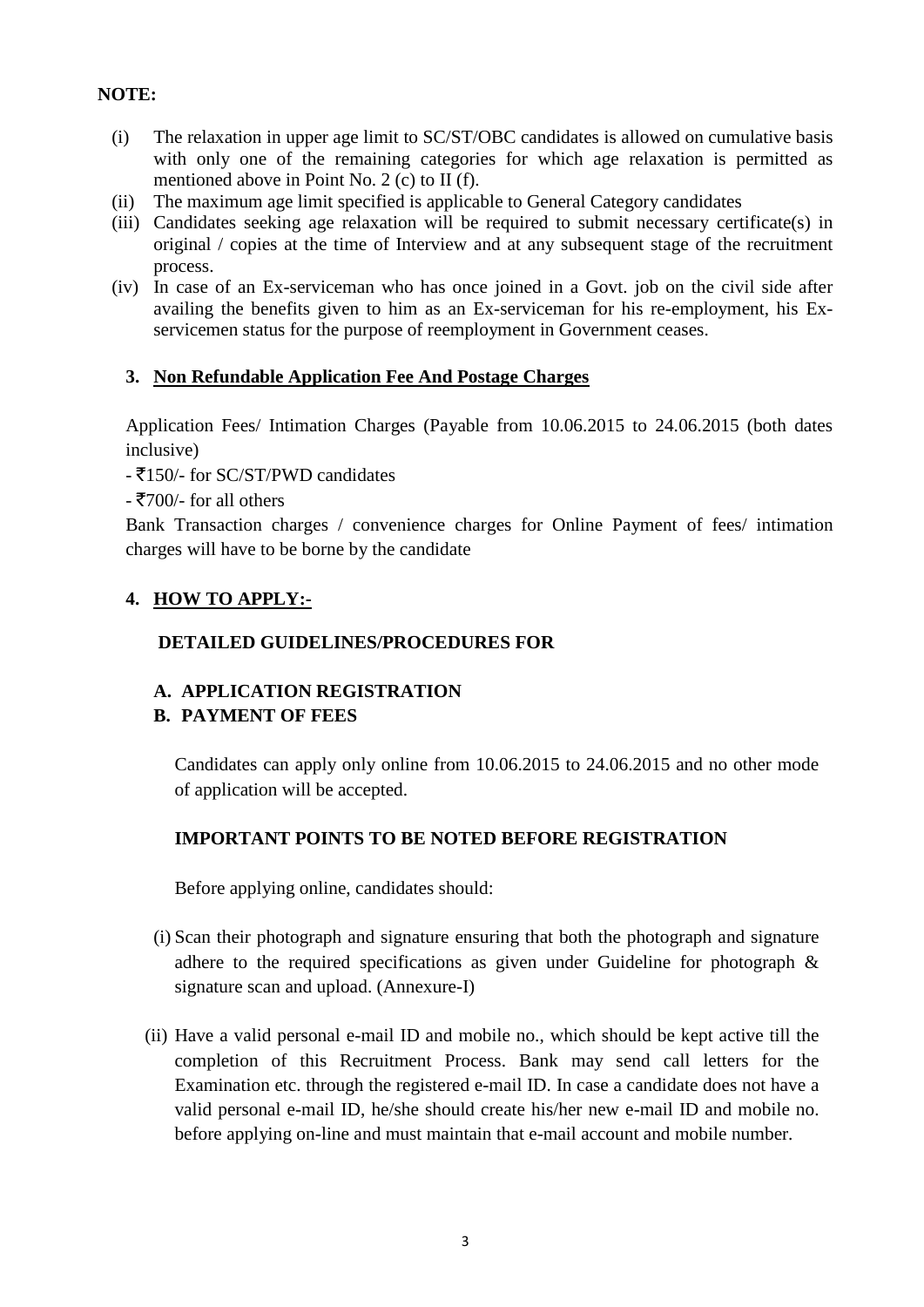**NOTE:**

(i) The relaxation in upper age limit to SC/ST/OBC candidates is allowed on cumulative basis with only one of the remaining categories for which age relaxation is permitted as mentioned above in Point No. 2 (c) to II (f).
(ii) The maximum age limit specified is applicable to General Category candidates
(iii) Candidates seeking age relaxation will be required to submit necessary certificate(s) in original / copies at the time of Interview and at any subsequent stage of the recruitment process.
(iv) In case of an Ex-serviceman who has once joined in a Govt. job on the civil side after availing the benefits given to him as an Ex-serviceman for his re-employment, his Ex-servicemen status for the purpose of reemployment in Government ceases.

**3. Non Refundable Application Fee And Postage Charges**

Application Fees/ Intimation Charges (Payable from 10.06.2015 to 24.06.2015 (both dates inclusive)

- ₹150/- for SC/ST/PWD candidates
- ₹700/- for all others

Bank Transaction charges / convenience charges for Online Payment of fees/ intimation charges will have to be borne by the candidate

**4. HOW TO APPLY:-**

**DETAILED GUIDELINES/PROCEDURES FOR**

**A. APPLICATION REGISTRATION**
**B. PAYMENT OF FEES**

Candidates can apply only online from 10.06.2015 to 24.06.2015 and no other mode of application will be accepted.

**IMPORTANT POINTS TO BE NOTED BEFORE REGISTRATION**

Before applying online, candidates should:

(i) Scan their photograph and signature ensuring that both the photograph and signature adhere to the required specifications as given under Guideline for photograph & signature scan and upload. (Annexure-I)

(ii) Have a valid personal e-mail ID and mobile no., which should be kept active till the completion of this Recruitment Process. Bank may send call letters for the Examination etc. through the registered e-mail ID. In case a candidate does not have a valid personal e-mail ID, he/she should create his/her new e-mail ID and mobile no. before applying on-line and must maintain that e-mail account and mobile number.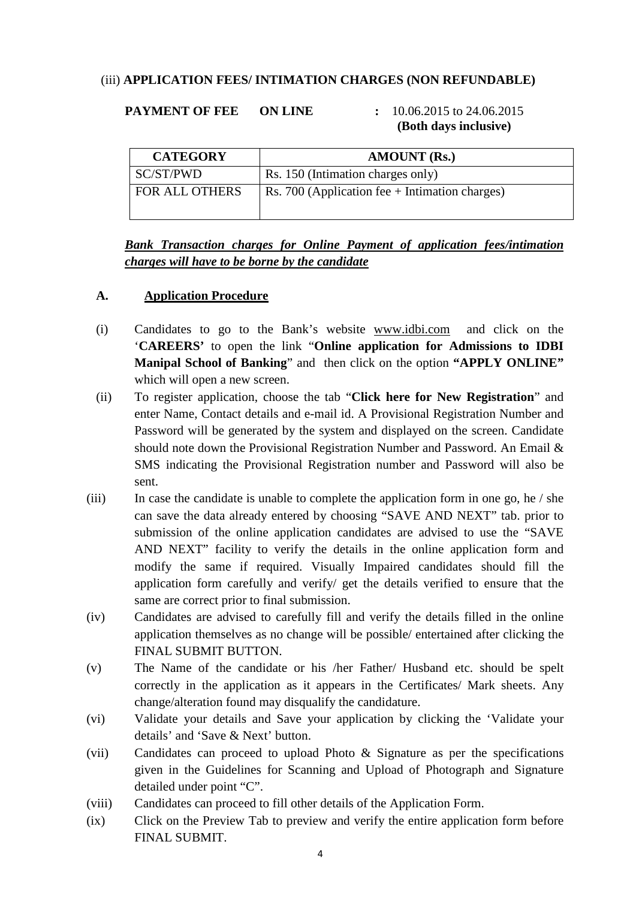(iii) **APPLICATION FEES/ INTIMATION CHARGES (NON REFUNDABLE)**

**PAYMENT OF FEE ON LINE** : 10.06.2015 to 24.06.2015 **(Both days inclusive)**

| CATEGORY | AMOUNT (Rs.) |
|---|---|
| SC/ST/PWD | Rs. 150 (Intimation charges only) |
| FOR ALL OTHERS | Rs. 700 (Application fee + Intimation charges) |

***Bank Transaction charges for Online Payment of application fees/intimation charges will have to be borne by the candidate***

## A. Application Procedure

(i) Candidates to go to the Bank's website www.idbi.com and click on the '**CAREERS'** to open the link "**Online application for Admissions to IDBI Manipal School of Banking**" and then click on the option **"APPLY ONLINE"** which will open a new screen.

(ii) To register application, choose the tab "**Click here for New Registration**" and enter Name, Contact details and e-mail id. A Provisional Registration Number and Password will be generated by the system and displayed on the screen. Candidate should note down the Provisional Registration Number and Password. An Email & SMS indicating the Provisional Registration number and Password will also be sent.

(iii) In case the candidate is unable to complete the application form in one go, he / she can save the data already entered by choosing "SAVE AND NEXT" tab. prior to submission of the online application candidates are advised to use the "SAVE AND NEXT" facility to verify the details in the online application form and modify the same if required. Visually Impaired candidates should fill the application form carefully and verify/ get the details verified to ensure that the same are correct prior to final submission.

(iv) Candidates are advised to carefully fill and verify the details filled in the online application themselves as no change will be possible/ entertained after clicking the FINAL SUBMIT BUTTON.

(v) The Name of the candidate or his /her Father/ Husband etc. should be spelt correctly in the application as it appears in the Certificates/ Mark sheets. Any change/alteration found may disqualify the candidature.

(vi) Validate your details and Save your application by clicking the 'Validate your details' and 'Save & Next' button.

(vii) Candidates can proceed to upload Photo & Signature as per the specifications given in the Guidelines for Scanning and Upload of Photograph and Signature detailed under point "C".

(viii) Candidates can proceed to fill other details of the Application Form.

(ix) Click on the Preview Tab to preview and verify the entire application form before FINAL SUBMIT.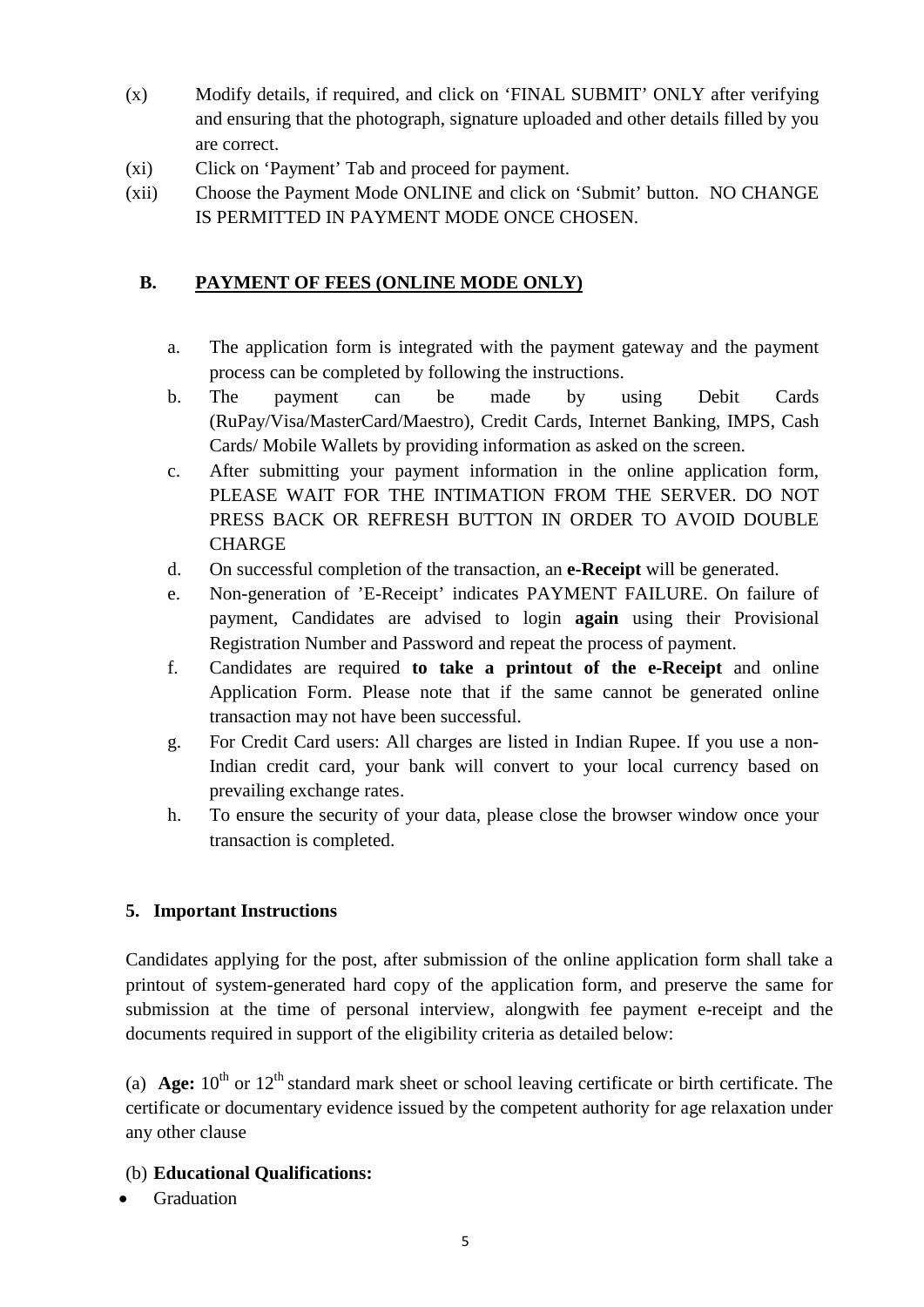(x) Modify details, if required, and click on 'FINAL SUBMIT' ONLY after verifying and ensuring that the photograph, signature uploaded and other details filled by you are correct.

(xi) Click on 'Payment' Tab and proceed for payment.

(xii) Choose the Payment Mode ONLINE and click on 'Submit' button. NO CHANGE IS PERMITTED IN PAYMENT MODE ONCE CHOSEN.

### B. <u>PAYMENT OF FEES (ONLINE MODE ONLY)</u>

a. The application form is integrated with the payment gateway and the payment process can be completed by following the instructions.

b. The payment can be made by using Debit Cards (RuPay/Visa/MasterCard/Maestro), Credit Cards, Internet Banking, IMPS, Cash Cards/ Mobile Wallets by providing information as asked on the screen.

c. After submitting your payment information in the online application form, PLEASE WAIT FOR THE INTIMATION FROM THE SERVER. DO NOT PRESS BACK OR REFRESH BUTTON IN ORDER TO AVOID DOUBLE CHARGE

d. On successful completion of the transaction, an **e-Receipt** will be generated.

e. Non-generation of 'E-Receipt' indicates PAYMENT FAILURE. On failure of payment, Candidates are advised to login **again** using their Provisional Registration Number and Password and repeat the process of payment.

f. Candidates are required **to take a printout of the e-Receipt** and online Application Form. Please note that if the same cannot be generated online transaction may not have been successful.

g. For Credit Card users: All charges are listed in Indian Rupee. If you use a non-Indian credit card, your bank will convert to your local currency based on prevailing exchange rates.

h. To ensure the security of your data, please close the browser window once your transaction is completed.

### 5. Important Instructions

Candidates applying for the post, after submission of the online application form shall take a printout of system-generated hard copy of the application form, and preserve the same for submission at the time of personal interview, alongwith fee payment e-receipt and the documents required in support of the eligibility criteria as detailed below:

(a) **Age:** 10th or 12th standard mark sheet or school leaving certificate or birth certificate. The certificate or documentary evidence issued by the competent authority for age relaxation under any other clause

(b) **Educational Qualifications:**

- Graduation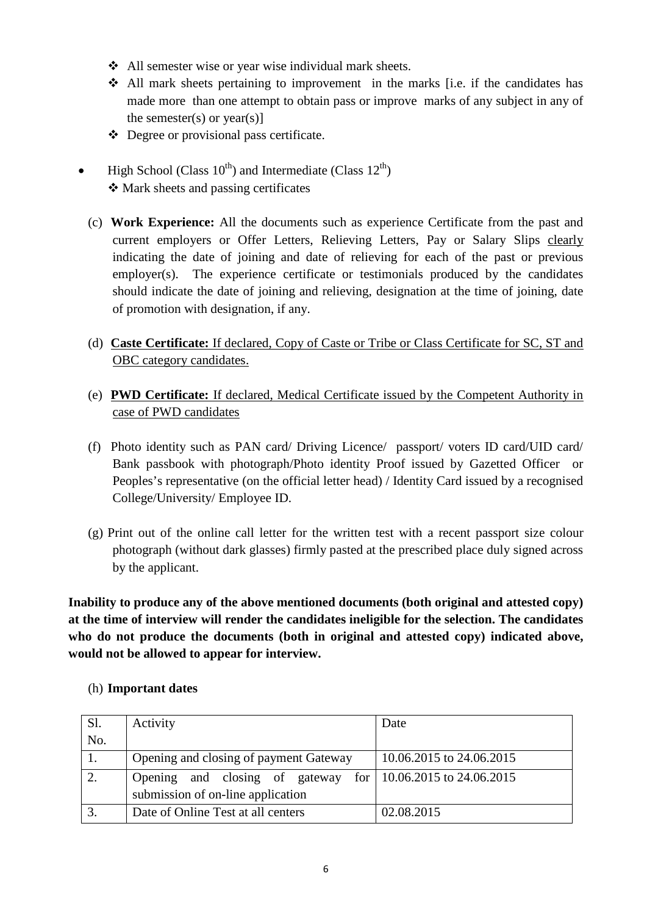- ❖ All semester wise or year wise individual mark sheets.
- ❖ All mark sheets pertaining to improvement in the marks [i.e. if the candidates has made more than one attempt to obtain pass or improve marks of any subject in any of the semester(s) or year(s)]
- ❖ Degree or provisional pass certificate.

- High School (Class 10th) and Intermediate (Class 12th)
  - ❖ Mark sheets and passing certificates

(c) **Work Experience:** All the documents such as experience Certificate from the past and current employers or Offer Letters, Relieving Letters, Pay or Salary Slips clearly indicating the date of joining and date of relieving for each of the past or previous employer(s). The experience certificate or testimonials produced by the candidates should indicate the date of joining and relieving, designation at the time of joining, date of promotion with designation, if any.

(d) **Caste Certificate:** If declared, Copy of Caste or Tribe or Class Certificate for SC, ST and OBC category candidates.

(e) **PWD Certificate:** If declared, Medical Certificate issued by the Competent Authority in case of PWD candidates

(f) Photo identity such as PAN card/ Driving Licence/ passport/ voters ID card/UID card/ Bank passbook with photograph/Photo identity Proof issued by Gazetted Officer or Peoples's representative (on the official letter head) / Identity Card issued by a recognised College/University/ Employee ID.

(g) Print out of the online call letter for the written test with a recent passport size colour photograph (without dark glasses) firmly pasted at the prescribed place duly signed across by the applicant.

**Inability to produce any of the above mentioned documents (both original and attested copy) at the time of interview will render the candidates ineligible for the selection. The candidates who do not produce the documents (both in original and attested copy) indicated above, would not be allowed to appear for interview.**

(h) **Important dates**

| Sl. No. | Activity | Date |
|---|---|---|
| 1. | Opening and closing of payment Gateway | 10.06.2015 to 24.06.2015 |
| 2. | Opening and closing of gateway for submission of on-line application | 10.06.2015 to 24.06.2015 |
| 3. | Date of Online Test at all centers | 02.08.2015 |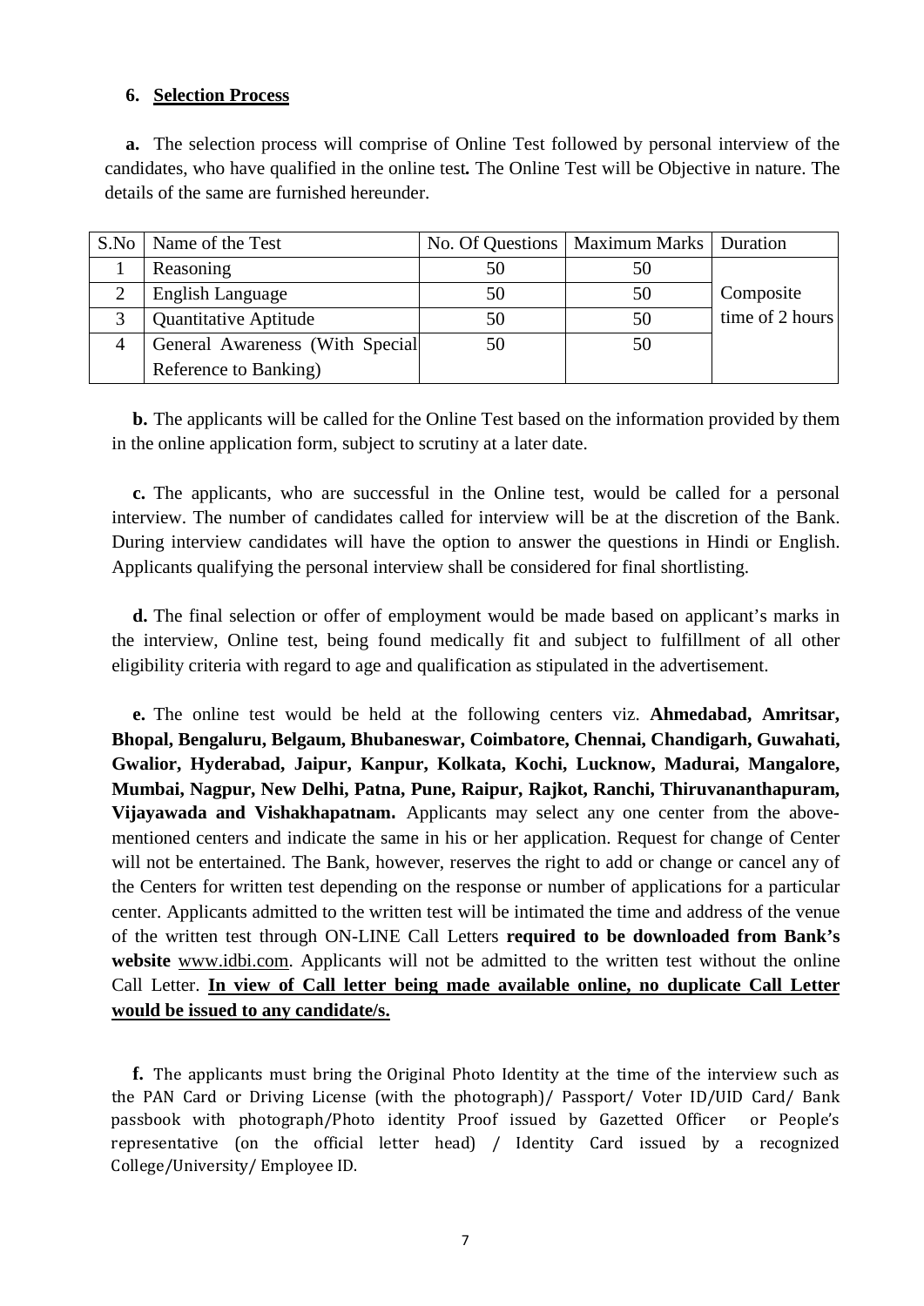## 6. Selection Process

**a.** The selection process will comprise of Online Test followed by personal interview of the candidates, who have qualified in the online test**.** The Online Test will be Objective in nature. The details of the same are furnished hereunder.

| S.No | Name of the Test | No. Of Questions | Maximum Marks | Duration |
|---|---|---|---|---|
| 1 | Reasoning | 50 | 50 | Composite time of 2 hours |
| 2 | English Language | 50 | 50 | |
| 3 | Quantitative Aptitude | 50 | 50 | |
| 4 | General Awareness (With Special Reference to Banking) | 50 | 50 | |

**b.** The applicants will be called for the Online Test based on the information provided by them in the online application form, subject to scrutiny at a later date.

**c.** The applicants, who are successful in the Online test, would be called for a personal interview. The number of candidates called for interview will be at the discretion of the Bank. During interview candidates will have the option to answer the questions in Hindi or English. Applicants qualifying the personal interview shall be considered for final shortlisting.

**d.** The final selection or offer of employment would be made based on applicant's marks in the interview, Online test, being found medically fit and subject to fulfillment of all other eligibility criteria with regard to age and qualification as stipulated in the advertisement.

**e.** The online test would be held at the following centers viz. **Ahmedabad, Amritsar, Bhopal, Bengaluru, Belgaum, Bhubaneswar, Coimbatore, Chennai, Chandigarh, Guwahati, Gwalior, Hyderabad, Jaipur, Kanpur, Kolkata, Kochi, Lucknow, Madurai, Mangalore, Mumbai, Nagpur, New Delhi, Patna, Pune, Raipur, Rajkot, Ranchi, Thiruvananthapuram, Vijayawada and Vishakhapatnam.** Applicants may select any one center from the above-mentioned centers and indicate the same in his or her application. Request for change of Center will not be entertained. The Bank, however, reserves the right to add or change or cancel any of the Centers for written test depending on the response or number of applications for a particular center. Applicants admitted to the written test will be intimated the time and address of the venue of the written test through ON-LINE Call Letters **required to be downloaded from Bank's website** www.idbi.com. Applicants will not be admitted to the written test without the online Call Letter. **In view of Call letter being made available online, no duplicate Call Letter would be issued to any candidate/s.**

**f.** The applicants must bring the Original Photo Identity at the time of the interview such as the PAN Card or Driving License (with the photograph)/ Passport/ Voter ID/UID Card/ Bank passbook with photograph/Photo identity Proof issued by Gazetted Officer or People's representative (on the official letter head) / Identity Card issued by a recognized College/University/ Employee ID.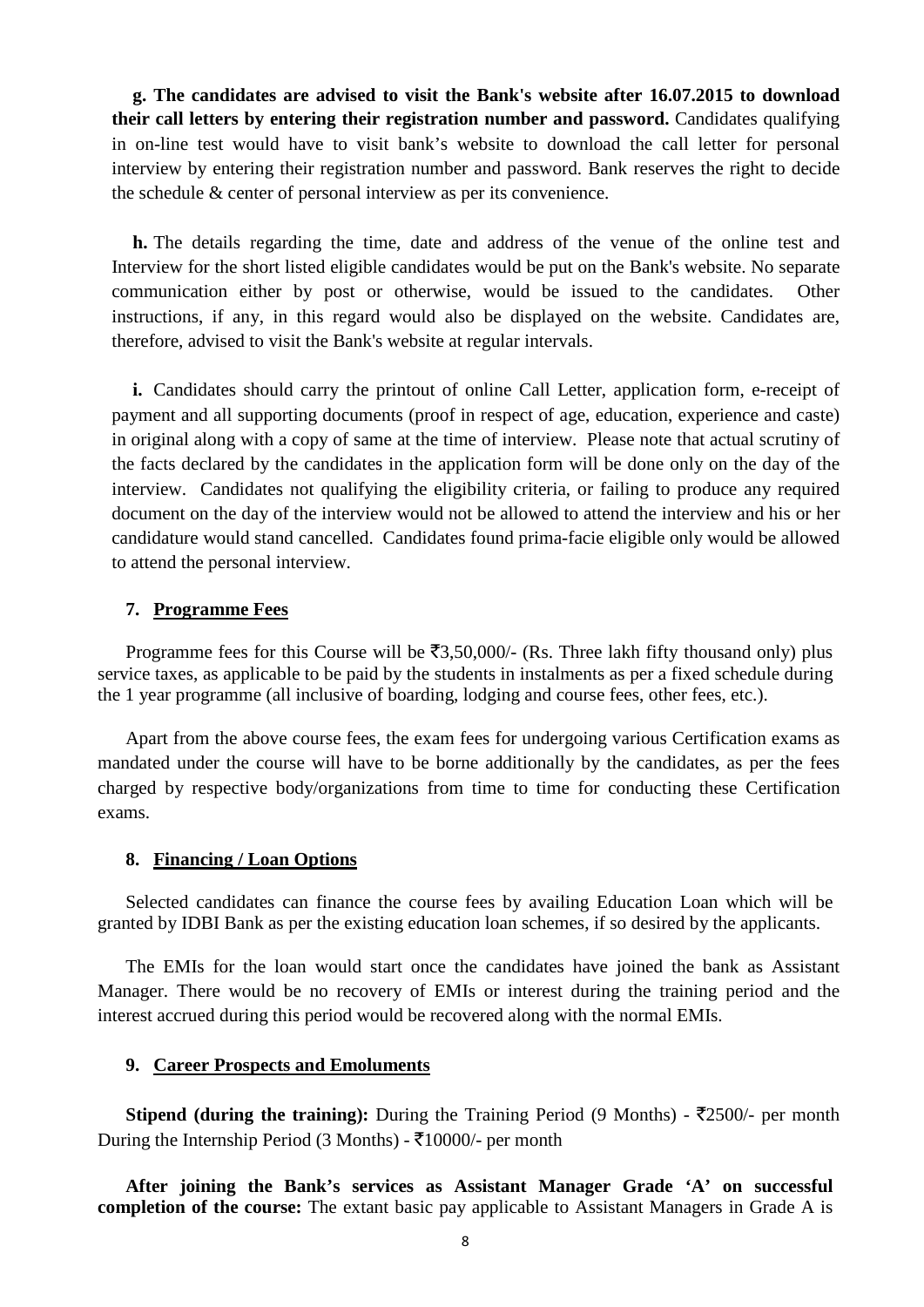**g. The candidates are advised to visit the Bank's website after 16.07.2015 to download their call letters by entering their registration number and password.** Candidates qualifying in on-line test would have to visit bank's website to download the call letter for personal interview by entering their registration number and password. Bank reserves the right to decide the schedule & center of personal interview as per its convenience.

**h.** The details regarding the time, date and address of the venue of the online test and Interview for the short listed eligible candidates would be put on the Bank's website. No separate communication either by post or otherwise, would be issued to the candidates. Other instructions, if any, in this regard would also be displayed on the website. Candidates are, therefore, advised to visit the Bank's website at regular intervals.

**i.** Candidates should carry the printout of online Call Letter, application form, e-receipt of payment and all supporting documents (proof in respect of age, education, experience and caste) in original along with a copy of same at the time of interview. Please note that actual scrutiny of the facts declared by the candidates in the application form will be done only on the day of the interview. Candidates not qualifying the eligibility criteria, or failing to produce any required document on the day of the interview would not be allowed to attend the interview and his or her candidature would stand cancelled. Candidates found prima-facie eligible only would be allowed to attend the personal interview.

## 7. Programme Fees

Programme fees for this Course will be ₹3,50,000/- (Rs. Three lakh fifty thousand only) plus service taxes, as applicable to be paid by the students in instalments as per a fixed schedule during the 1 year programme (all inclusive of boarding, lodging and course fees, other fees, etc.).

Apart from the above course fees, the exam fees for undergoing various Certification exams as mandated under the course will have to be borne additionally by the candidates, as per the fees charged by respective body/organizations from time to time for conducting these Certification exams.

## 8. Financing / Loan Options

Selected candidates can finance the course fees by availing Education Loan which will be granted by IDBI Bank as per the existing education loan schemes, if so desired by the applicants.

The EMIs for the loan would start once the candidates have joined the bank as Assistant Manager. There would be no recovery of EMIs or interest during the training period and the interest accrued during this period would be recovered along with the normal EMIs.

## 9. Career Prospects and Emoluments

**Stipend (during the training):** During the Training Period (9 Months) - ₹2500/- per month During the Internship Period (3 Months) - ₹10000/- per month

**After joining the Bank's services as Assistant Manager Grade 'A' on successful completion of the course:** The extant basic pay applicable to Assistant Managers in Grade A is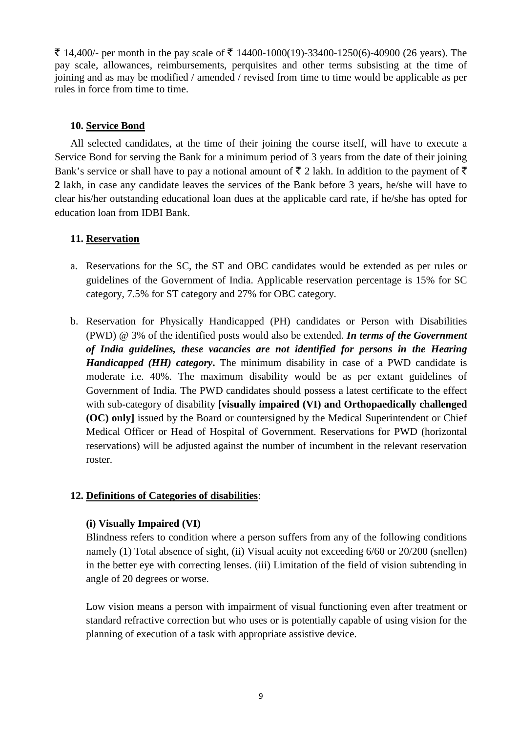₹ 14,400/- per month in the pay scale of ₹ 14400-1000(19)-33400-1250(6)-40900 (26 years). The pay scale, allowances, reimbursements, perquisites and other terms subsisting at the time of joining and as may be modified / amended / revised from time to time would be applicable as per rules in force from time to time.

### 10. Service Bond

All selected candidates, at the time of their joining the course itself, will have to execute a Service Bond for serving the Bank for a minimum period of 3 years from the date of their joining Bank's service or shall have to pay a notional amount of ₹ 2 lakh. In addition to the payment of ₹ **2** lakh, in case any candidate leaves the services of the Bank before 3 years, he/she will have to clear his/her outstanding educational loan dues at the applicable card rate, if he/she has opted for education loan from IDBI Bank.

### 11. Reservation

a. Reservations for the SC, the ST and OBC candidates would be extended as per rules or guidelines of the Government of India. Applicable reservation percentage is 15% for SC category, 7.5% for ST category and 27% for OBC category.

b. Reservation for Physically Handicapped (PH) candidates or Person with Disabilities (PWD) @ 3% of the identified posts would also be extended. ***In terms of the Government of India guidelines, these vacancies are not identified for persons in the Hearing Handicapped (HH) category*.** The minimum disability in case of a PWD candidate is moderate i.e. 40%. The maximum disability would be as per extant guidelines of Government of India. The PWD candidates should possess a latest certificate to the effect with sub-category of disability **[visually impaired (VI) and Orthopaedically challenged (OC) only]** issued by the Board or countersigned by the Medical Superintendent or Chief Medical Officer or Head of Hospital of Government. Reservations for PWD (horizontal reservations) will be adjusted against the number of incumbent in the relevant reservation roster.

### 12. Definitions of Categories of disabilities:

**(i) Visually Impaired (VI)**

Blindness refers to condition where a person suffers from any of the following conditions namely (1) Total absence of sight, (ii) Visual acuity not exceeding 6/60 or 20/200 (snellen) in the better eye with correcting lenses. (iii) Limitation of the field of vision subtending in angle of 20 degrees or worse.

Low vision means a person with impairment of visual functioning even after treatment or standard refractive correction but who uses or is potentially capable of using vision for the planning of execution of a task with appropriate assistive device.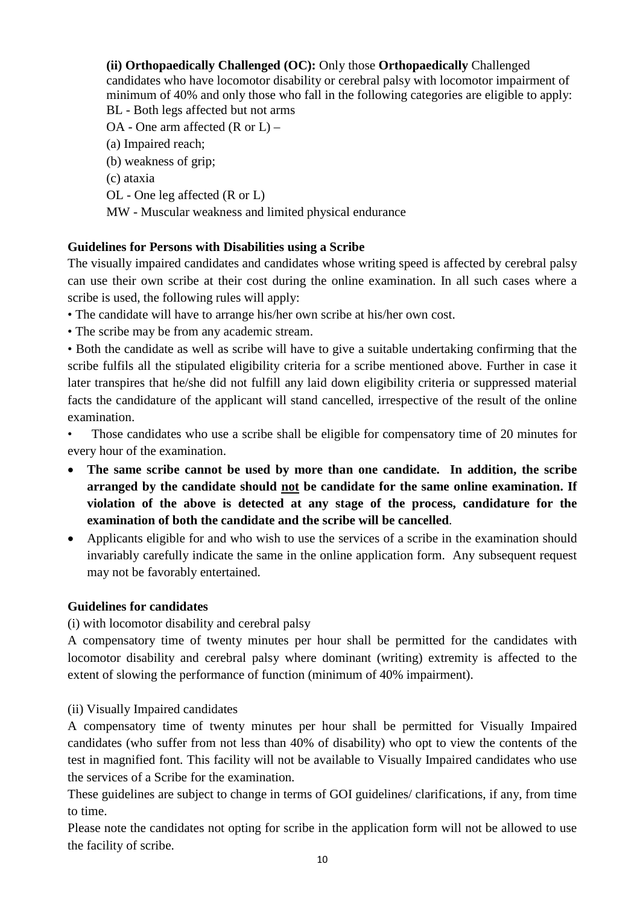**(ii) Orthopaedically Challenged (OC):** Only those **Orthopaedically** Challenged candidates who have locomotor disability or cerebral palsy with locomotor impairment of minimum of 40% and only those who fall in the following categories are eligible to apply:

BL - Both legs affected but not arms

OA - One arm affected (R or L) –

(a) Impaired reach;

(b) weakness of grip;

(c) ataxia

OL - One leg affected (R or L)

MW - Muscular weakness and limited physical endurance

**Guidelines for Persons with Disabilities using a Scribe**

The visually impaired candidates and candidates whose writing speed is affected by cerebral palsy can use their own scribe at their cost during the online examination. In all such cases where a scribe is used, the following rules will apply:

- The candidate will have to arrange his/her own scribe at his/her own cost.
- The scribe may be from any academic stream.
- Both the candidate as well as scribe will have to give a suitable undertaking confirming that the scribe fulfils all the stipulated eligibility criteria for a scribe mentioned above. Further in case it later transpires that he/she did not fulfill any laid down eligibility criteria or suppressed material facts the candidature of the applicant will stand cancelled, irrespective of the result of the online examination.
- Those candidates who use a scribe shall be eligible for compensatory time of 20 minutes for every hour of the examination.
- **The same scribe cannot be used by more than one candidate. In addition, the scribe arranged by the candidate should <u>not</u> be candidate for the same online examination. If violation of the above is detected at any stage of the process, candidature for the examination of both the candidate and the scribe will be cancelled**.
- Applicants eligible for and who wish to use the services of a scribe in the examination should invariably carefully indicate the same in the online application form. Any subsequent request may not be favorably entertained.

**Guidelines for candidates**

(i) with locomotor disability and cerebral palsy

A compensatory time of twenty minutes per hour shall be permitted for the candidates with locomotor disability and cerebral palsy where dominant (writing) extremity is affected to the extent of slowing the performance of function (minimum of 40% impairment).

(ii) Visually Impaired candidates

A compensatory time of twenty minutes per hour shall be permitted for Visually Impaired candidates (who suffer from not less than 40% of disability) who opt to view the contents of the test in magnified font. This facility will not be available to Visually Impaired candidates who use the services of a Scribe for the examination.

These guidelines are subject to change in terms of GOI guidelines/ clarifications, if any, from time to time.

Please note the candidates not opting for scribe in the application form will not be allowed to use the facility of scribe.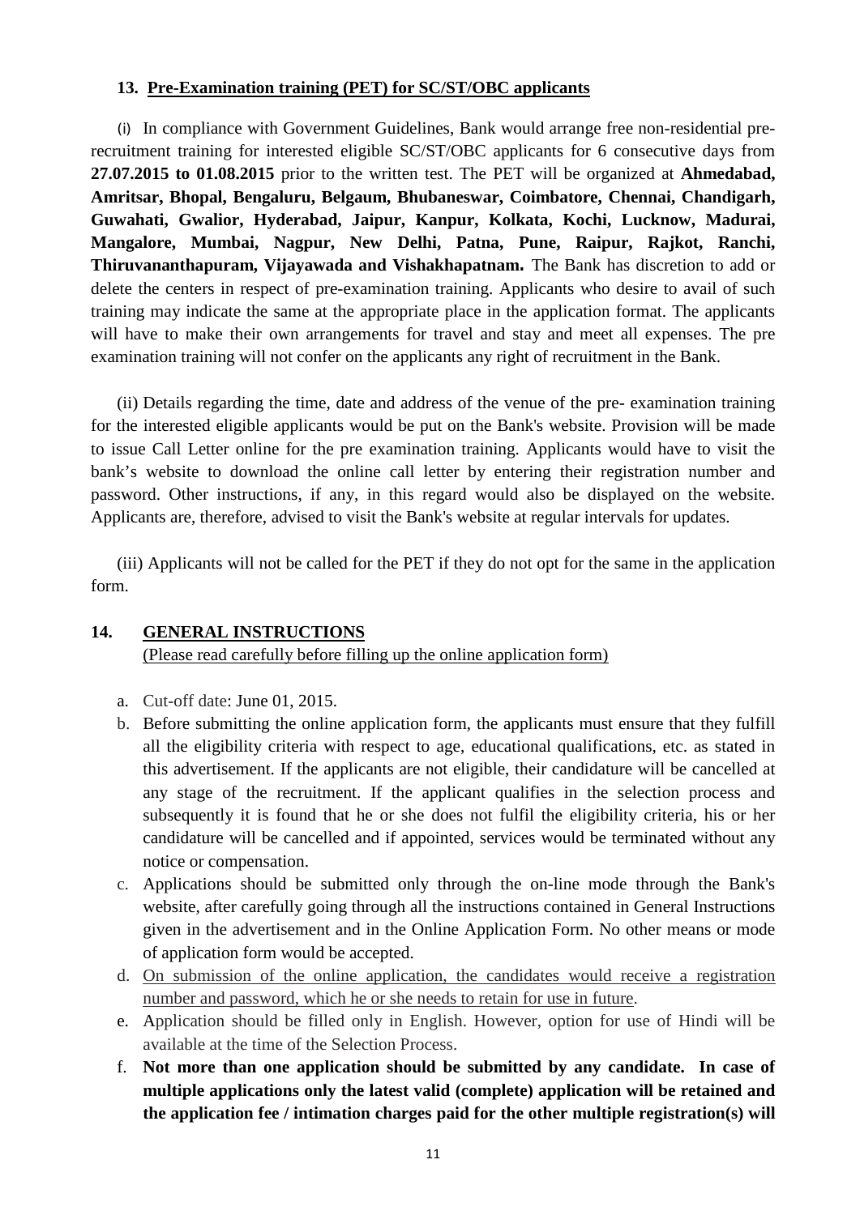## 13. Pre-Examination training (PET) for SC/ST/OBC applicants

(i) In compliance with Government Guidelines, Bank would arrange free non-residential pre-recruitment training for interested eligible SC/ST/OBC applicants for 6 consecutive days from **27.07.2015 to 01.08.2015** prior to the written test. The PET will be organized at **Ahmedabad, Amritsar, Bhopal, Bengaluru, Belgaum, Bhubaneswar, Coimbatore, Chennai, Chandigarh, Guwahati, Gwalior, Hyderabad, Jaipur, Kanpur, Kolkata, Kochi, Lucknow, Madurai, Mangalore, Mumbai, Nagpur, New Delhi, Patna, Pune, Raipur, Rajkot, Ranchi, Thiruvananthapuram, Vijayawada and Vishakhapatnam.** The Bank has discretion to add or delete the centers in respect of pre-examination training. Applicants who desire to avail of such training may indicate the same at the appropriate place in the application format. The applicants will have to make their own arrangements for travel and stay and meet all expenses. The pre examination training will not confer on the applicants any right of recruitment in the Bank.

(ii) Details regarding the time, date and address of the venue of the pre- examination training for the interested eligible applicants would be put on the Bank's website. Provision will be made to issue Call Letter online for the pre examination training. Applicants would have to visit the bank's website to download the online call letter by entering their registration number and password. Other instructions, if any, in this regard would also be displayed on the website. Applicants are, therefore, advised to visit the Bank's website at regular intervals for updates.

(iii) Applicants will not be called for the PET if they do not opt for the same in the application form.

## 14. GENERAL INSTRUCTIONS

(Please read carefully before filling up the online application form)

a. Cut-off date: June 01, 2015.

b. Before submitting the online application form, the applicants must ensure that they fulfill all the eligibility criteria with respect to age, educational qualifications, etc. as stated in this advertisement. If the applicants are not eligible, their candidature will be cancelled at any stage of the recruitment. If the applicant qualifies in the selection process and subsequently it is found that he or she does not fulfil the eligibility criteria, his or her candidature will be cancelled and if appointed, services would be terminated without any notice or compensation.

c. Applications should be submitted only through the on-line mode through the Bank's website, after carefully going through all the instructions contained in General Instructions given in the advertisement and in the Online Application Form. No other means or mode of application form would be accepted.

d. On submission of the online application, the candidates would receive a registration number and password, which he or she needs to retain for use in future.

e. Application should be filled only in English. However, option for use of Hindi will be available at the time of the Selection Process.

f. **Not more than one application should be submitted by any candidate. In case of multiple applications only the latest valid (complete) application will be retained and the application fee / intimation charges paid for the other multiple registration(s) will**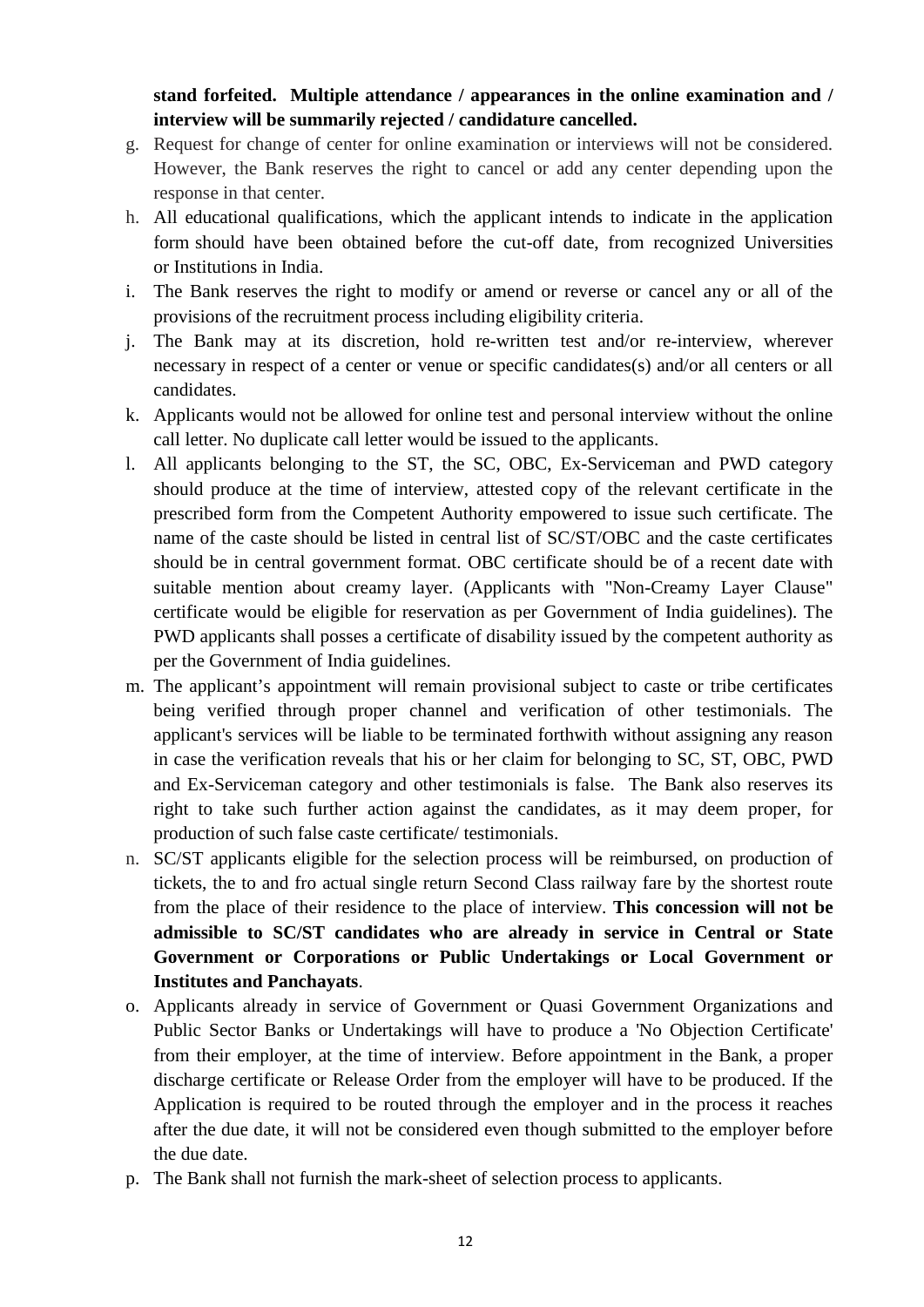**stand forfeited. Multiple attendance / appearances in the online examination and / interview will be summarily rejected / candidature cancelled.**

g. Request for change of center for online examination or interviews will not be considered. However, the Bank reserves the right to cancel or add any center depending upon the response in that center.

h. All educational qualifications, which the applicant intends to indicate in the application form should have been obtained before the cut-off date, from recognized Universities or Institutions in India.

i. The Bank reserves the right to modify or amend or reverse or cancel any or all of the provisions of the recruitment process including eligibility criteria.

j. The Bank may at its discretion, hold re-written test and/or re-interview, wherever necessary in respect of a center or venue or specific candidates(s) and/or all centers or all candidates.

k. Applicants would not be allowed for online test and personal interview without the online call letter. No duplicate call letter would be issued to the applicants.

l. All applicants belonging to the ST, the SC, OBC, Ex-Serviceman and PWD category should produce at the time of interview, attested copy of the relevant certificate in the prescribed form from the Competent Authority empowered to issue such certificate. The name of the caste should be listed in central list of SC/ST/OBC and the caste certificates should be in central government format. OBC certificate should be of a recent date with suitable mention about creamy layer. (Applicants with "Non-Creamy Layer Clause" certificate would be eligible for reservation as per Government of India guidelines). The PWD applicants shall posses a certificate of disability issued by the competent authority as per the Government of India guidelines.

m. The applicant's appointment will remain provisional subject to caste or tribe certificates being verified through proper channel and verification of other testimonials. The applicant's services will be liable to be terminated forthwith without assigning any reason in case the verification reveals that his or her claim for belonging to SC, ST, OBC, PWD and Ex-Serviceman category and other testimonials is false. The Bank also reserves its right to take such further action against the candidates, as it may deem proper, for production of such false caste certificate/ testimonials.

n. SC/ST applicants eligible for the selection process will be reimbursed, on production of tickets, the to and fro actual single return Second Class railway fare by the shortest route from the place of their residence to the place of interview. **This concession will not be admissible to SC/ST candidates who are already in service in Central or State Government or Corporations or Public Undertakings or Local Government or Institutes and Panchayats**.

o. Applicants already in service of Government or Quasi Government Organizations and Public Sector Banks or Undertakings will have to produce a 'No Objection Certificate' from their employer, at the time of interview. Before appointment in the Bank, a proper discharge certificate or Release Order from the employer will have to be produced. If the Application is required to be routed through the employer and in the process it reaches after the due date, it will not be considered even though submitted to the employer before the due date.

p. The Bank shall not furnish the mark-sheet of selection process to applicants.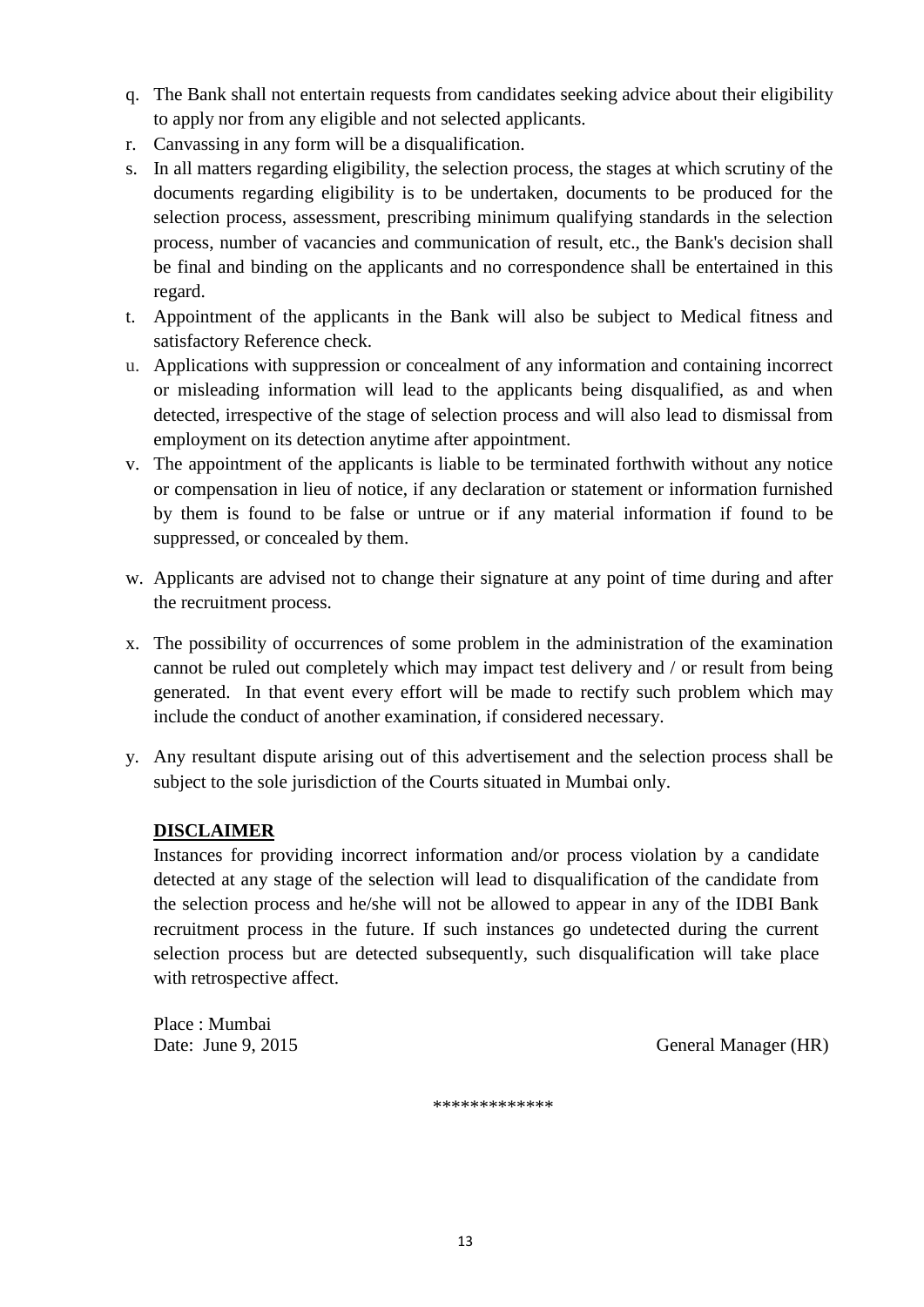q. The Bank shall not entertain requests from candidates seeking advice about their eligibility to apply nor from any eligible and not selected applicants.
r. Canvassing in any form will be a disqualification.
s. In all matters regarding eligibility, the selection process, the stages at which scrutiny of the documents regarding eligibility is to be undertaken, documents to be produced for the selection process, assessment, prescribing minimum qualifying standards in the selection process, number of vacancies and communication of result, etc., the Bank's decision shall be final and binding on the applicants and no correspondence shall be entertained in this regard.
t. Appointment of the applicants in the Bank will also be subject to Medical fitness and satisfactory Reference check.
u. Applications with suppression or concealment of any information and containing incorrect or misleading information will lead to the applicants being disqualified, as and when detected, irrespective of the stage of selection process and will also lead to dismissal from employment on its detection anytime after appointment.
v. The appointment of the applicants is liable to be terminated forthwith without any notice or compensation in lieu of notice, if any declaration or statement or information furnished by them is found to be false or untrue or if any material information if found to be suppressed, or concealed by them.
w. Applicants are advised not to change their signature at any point of time during and after the recruitment process.
x. The possibility of occurrences of some problem in the administration of the examination cannot be ruled out completely which may impact test delivery and / or result from being generated. In that event every effort will be made to rectify such problem which may include the conduct of another examination, if considered necessary.
y. Any resultant dispute arising out of this advertisement and the selection process shall be subject to the sole jurisdiction of the Courts situated in Mumbai only.

**DISCLAIMER**

Instances for providing incorrect information and/or process violation by a candidate detected at any stage of the selection will lead to disqualification of the candidate from the selection process and he/she will not be allowed to appear in any of the IDBI Bank recruitment process in the future. If such instances go undetected during the current selection process but are detected subsequently, such disqualification will take place with retrospective affect.

Place : Mumbai
Date: June 9, 2015 General Manager (HR)

\*\*\*\*\*\*\*\*\*\*\*\*\*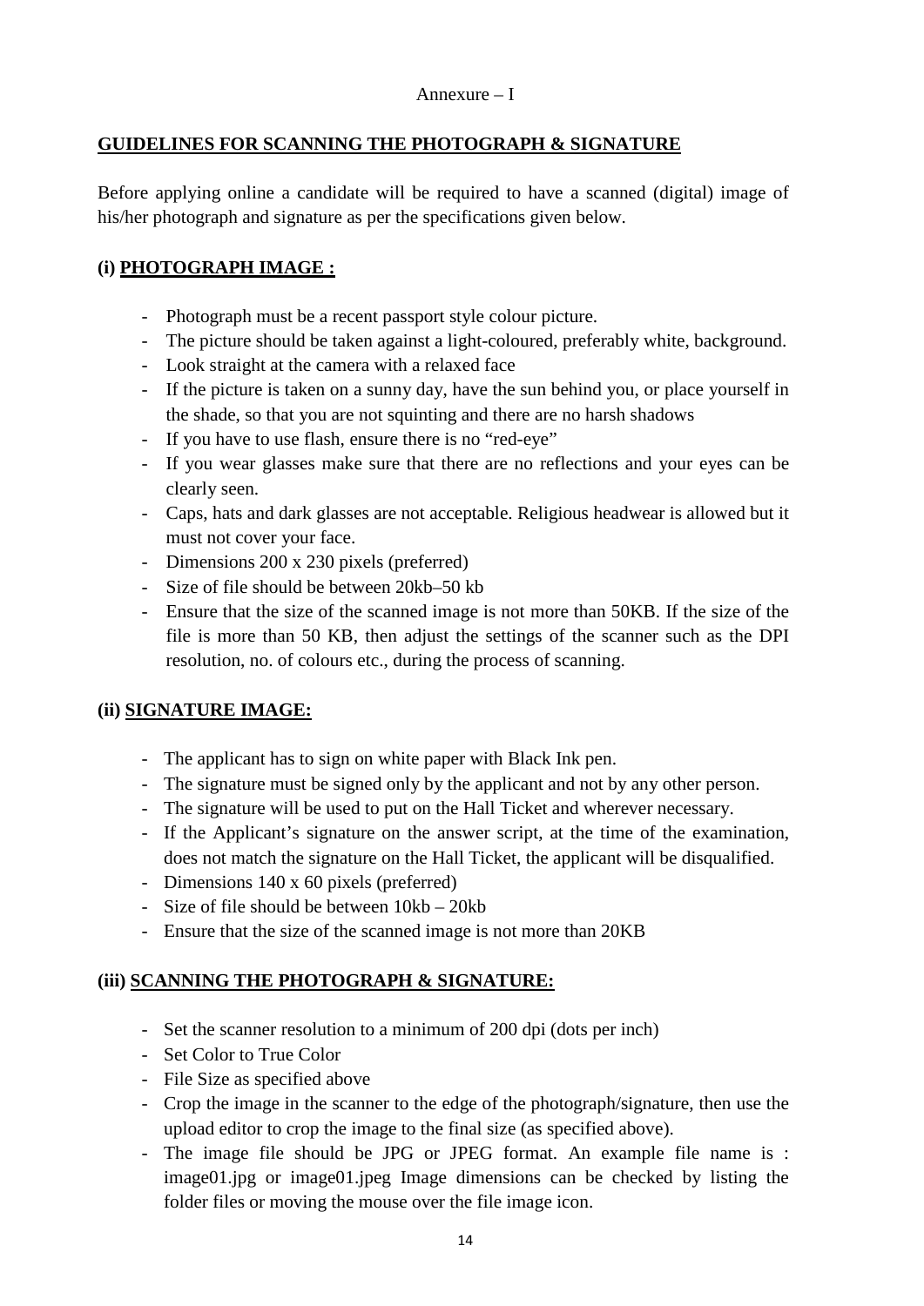Annexure – I

## GUIDELINES FOR SCANNING THE PHOTOGRAPH & SIGNATURE

Before applying online a candidate will be required to have a scanned (digital) image of his/her photograph and signature as per the specifications given below.

### (i) PHOTOGRAPH IMAGE :

- Photograph must be a recent passport style colour picture.
- The picture should be taken against a light-coloured, preferably white, background.
- Look straight at the camera with a relaxed face
- If the picture is taken on a sunny day, have the sun behind you, or place yourself in the shade, so that you are not squinting and there are no harsh shadows
- If you have to use flash, ensure there is no "red-eye"
- If you wear glasses make sure that there are no reflections and your eyes can be clearly seen.
- Caps, hats and dark glasses are not acceptable. Religious headwear is allowed but it must not cover your face.
- Dimensions 200 x 230 pixels (preferred)
- Size of file should be between 20kb–50 kb
- Ensure that the size of the scanned image is not more than 50KB. If the size of the file is more than 50 KB, then adjust the settings of the scanner such as the DPI resolution, no. of colours etc., during the process of scanning.

### (ii) SIGNATURE IMAGE:

- The applicant has to sign on white paper with Black Ink pen.
- The signature must be signed only by the applicant and not by any other person.
- The signature will be used to put on the Hall Ticket and wherever necessary.
- If the Applicant's signature on the answer script, at the time of the examination, does not match the signature on the Hall Ticket, the applicant will be disqualified.
- Dimensions 140 x 60 pixels (preferred)
- Size of file should be between 10kb – 20kb
- Ensure that the size of the scanned image is not more than 20KB

### (iii) SCANNING THE PHOTOGRAPH & SIGNATURE:

- Set the scanner resolution to a minimum of 200 dpi (dots per inch)
- Set Color to True Color
- File Size as specified above
- Crop the image in the scanner to the edge of the photograph/signature, then use the upload editor to crop the image to the final size (as specified above).
- The image file should be JPG or JPEG format. An example file name is : image01.jpg or image01.jpeg Image dimensions can be checked by listing the folder files or moving the mouse over the file image icon.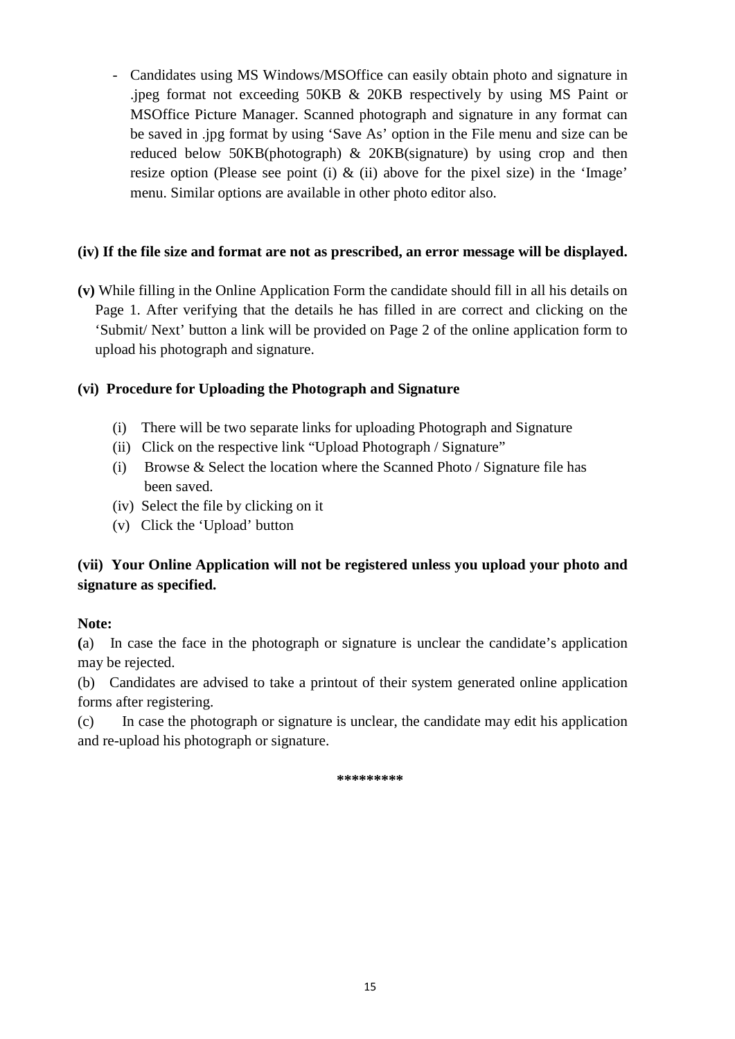- Candidates using MS Windows/MSOffice can easily obtain photo and signature in .jpeg format not exceeding 50KB & 20KB respectively by using MS Paint or MSOffice Picture Manager. Scanned photograph and signature in any format can be saved in .jpg format by using 'Save As' option in the File menu and size can be reduced below 50KB(photograph) & 20KB(signature) by using crop and then resize option (Please see point (i) & (ii) above for the pixel size) in the 'Image' menu. Similar options are available in other photo editor also.

**(iv) If the file size and format are not as prescribed, an error message will be displayed.**

**(v)** While filling in the Online Application Form the candidate should fill in all his details on Page 1. After verifying that the details he has filled in are correct and clicking on the 'Submit/ Next' button a link will be provided on Page 2 of the online application form to upload his photograph and signature.

**(vi) Procedure for Uploading the Photograph and Signature**

(i) There will be two separate links for uploading Photograph and Signature

(ii) Click on the respective link "Upload Photograph / Signature"

(i) Browse & Select the location where the Scanned Photo / Signature file has been saved.

(iv) Select the file by clicking on it

(v) Click the 'Upload' button

**(vii) Your Online Application will not be registered unless you upload your photo and signature as specified.**

**Note:**

(a) In case the face in the photograph or signature is unclear the candidate's application may be rejected.

(b) Candidates are advised to take a printout of their system generated online application forms after registering.

(c) In case the photograph or signature is unclear, the candidate may edit his application and re-upload his photograph or signature.

*********